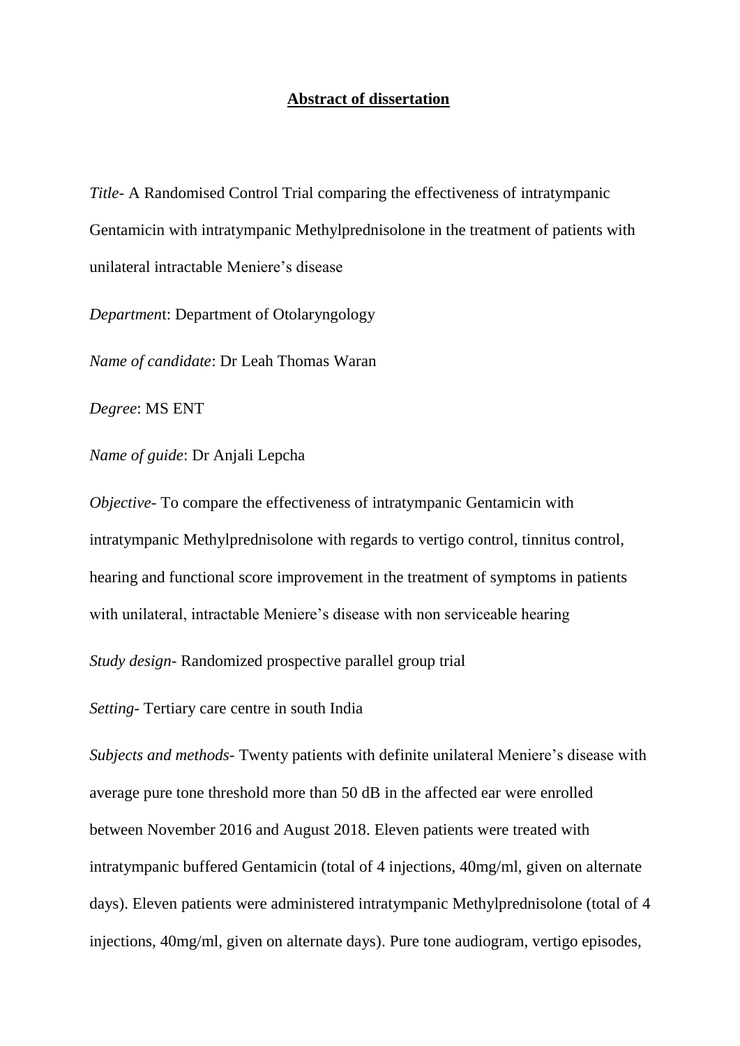# Abstract of dissertation

*Title*- A Randomised Control Trial comparing the effectiveness of intratympanic Gentamicin with intratympanic Methylprednisolone in the treatment of patients with unilateral intractable Meniere's disease

*Department*: Department of Otolaryngology

*Name of candidate*: Dr Leah Thomas Waran

*Degree*: MS ENT

*Name of guide*: Dr Anjali Lepcha

*Objective*- To compare the effectiveness of intratympanic Gentamicin with intratympanic Methylprednisolone with regards to vertigo control, tinnitus control, hearing and functional score improvement in the treatment of symptoms in patients with unilateral, intractable Meniere's disease with non serviceable hearing

*Study design*- Randomized prospective parallel group trial

*Setting*- Tertiary care centre in south India

*Subjects and methods*- Twenty patients with definite unilateral Meniere's disease with average pure tone threshold more than 50 dB in the affected ear were enrolled between November 2016 and August 2018. Eleven patients were treated with intratympanic buffered Gentamicin (total of 4 injections, 40mg/ml, given on alternate days). Eleven patients were administered intratympanic Methylprednisolone (total of 4 injections, 40mg/ml, given on alternate days). Pure tone audiogram, vertigo episodes,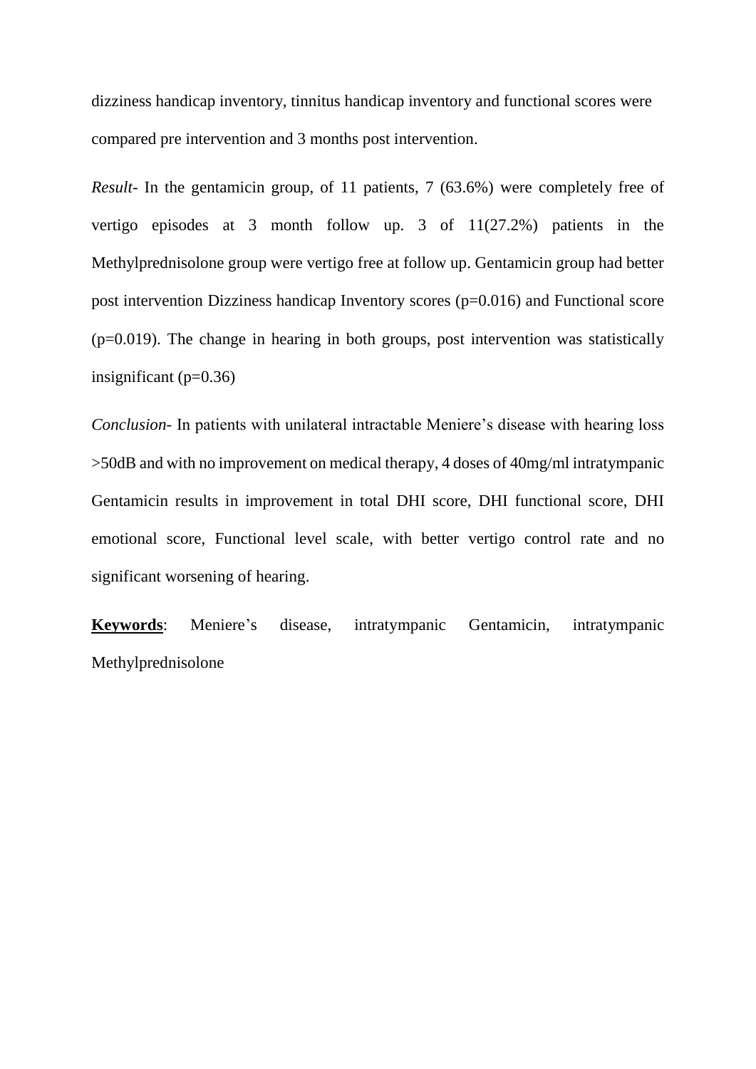dizziness handicap inventory, tinnitus handicap inventory and functional scores were compared pre intervention and 3 months post intervention.

*Result*- In the gentamicin group, of 11 patients, 7 (63.6%) were completely free of vertigo episodes at 3 month follow up. 3 of 11(27.2%) patients in the Methylprednisolone group were vertigo free at follow up. Gentamicin group had better post intervention Dizziness handicap Inventory scores ($p=0.016$) and Functional score ($p=0.019$). The change in hearing in both groups, post intervention was statistically insignificant ($p=0.36$)

*Conclusion*- In patients with unilateral intractable Meniere's disease with hearing loss >50dB and with no improvement on medical therapy, 4 doses of 40mg/ml intratympanic Gentamicin results in improvement in total DHI score, DHI functional score, DHI emotional score, Functional level scale, with better vertigo control rate and no significant worsening of hearing.

**Keywords**: Meniere's disease, intratympanic Gentamicin, intratympanic Methylprednisolone